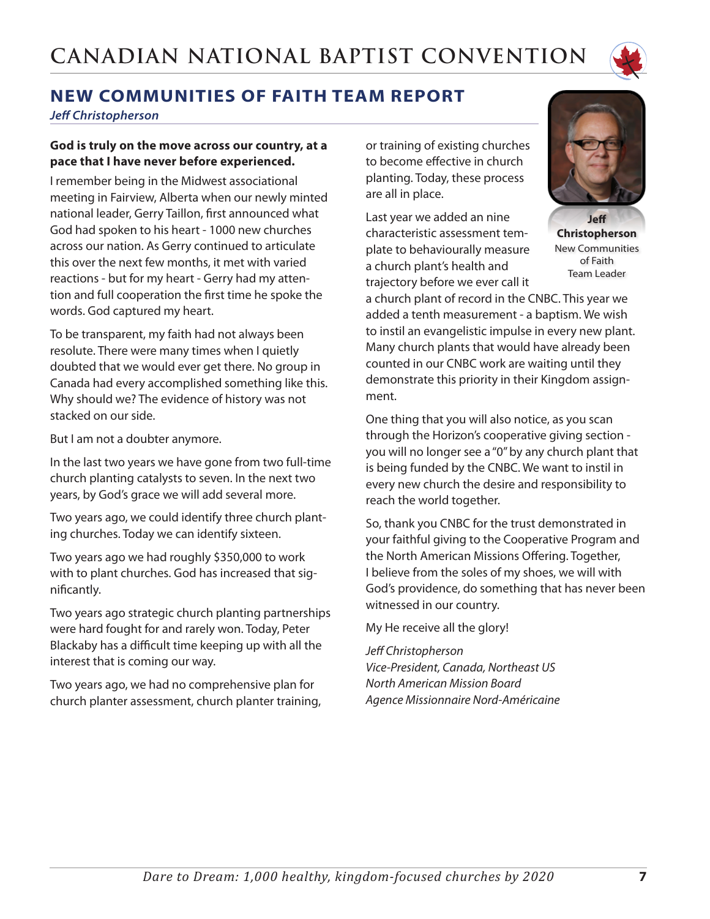## NEW COMMUNITIES OF FAITH TEAM REPORT

*Jeff Christopherson*

**God is truly on the move across our country, at a pace that I have never before experienced.**

I remember being in the Midwest associational meeting in Fairview, Alberta when our newly minted national leader, Gerry Taillon, first announced what God had spoken to his heart - 1000 new churches across our nation. As Gerry continued to articulate this over the next few months, it met with varied reactions - but for my heart - Gerry had my attention and full cooperation the first time he spoke the words. God captured my heart.

To be transparent, my faith had not always been resolute. There were many times when I quietly doubted that we would ever get there. No group in Canada had every accomplished something like this. Why should we? The evidence of history was not stacked on our side.

But I am not a doubter anymore.

In the last two years we have gone from two full-time church planting catalysts to seven. In the next two years, by God's grace we will add several more.

Two years ago, we could identify three church planting churches. Today we can identify sixteen.

Two years ago we had roughly $350,000 to work with to plant churches. God has increased that significantly.

Two years ago strategic church planting partnerships were hard fought for and rarely won. Today, Peter Blackaby has a difficult time keeping up with all the interest that is coming our way.

Two years ago, we had no comprehensive plan for church planter assessment, church planter training, or training of existing churches to become effective in church planting. Today, these process are all in place.

**Jeff Christopherson**
New Communities of Faith Team Leader

Last year we added an nine characteristic assessment template to behaviourally measure a church plant's health and trajectory before we ever call it a church plant of record in the CNBC. This year we added a tenth measurement - a baptism. We wish to instil an evangelistic impulse in every new plant. Many church plants that would have already been counted in our CNBC work are waiting until they demonstrate this priority in their Kingdom assignment.

One thing that you will also notice, as you scan through the Horizon's cooperative giving section - you will no longer see a "0" by any church plant that is being funded by the CNBC. We want to instil in every new church the desire and responsibility to reach the world together.

So, thank you CNBC for the trust demonstrated in your faithful giving to the Cooperative Program and the North American Missions Offering. Together, I believe from the soles of my shoes, we will with God's providence, do something that has never been witnessed in our country.

My He receive all the glory!

*Jeff Christopherson*
*Vice-President, Canada, Northeast US*
*North American Mission Board*
*Agence Missionnaire Nord-Américaine*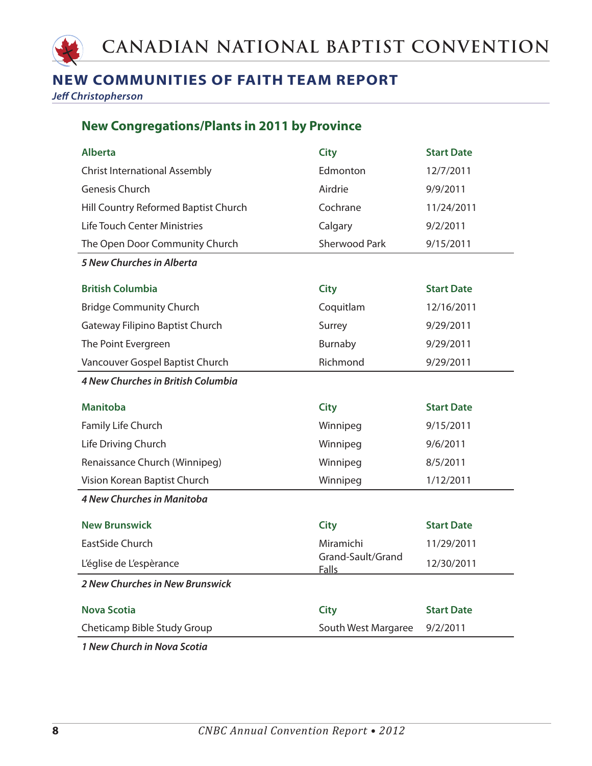# CANADIAN NATIONAL BAPTIST CONVENTION

## NEW COMMUNITIES OF FAITH TEAM REPORT

***Jeff Christopherson***

### New Congregations/Plants in 2011 by Province

| Alberta | City | Start Date |
|---|---|---|
| Christ International Assembly | Edmonton | 12/7/2011 |
| Genesis Church | Airdrie | 9/9/2011 |
| Hill Country Reformed Baptist Church | Cochrane | 11/24/2011 |
| Life Touch Center Ministries | Calgary | 9/2/2011 |
| The Open Door Community Church | Sherwood Park | 9/15/2011 |

***5 New Churches in Alberta***

| British Columbia | City | Start Date |
|---|---|---|
| Bridge Community Church | Coquitlam | 12/16/2011 |
| Gateway Filipino Baptist Church | Surrey | 9/29/2011 |
| The Point Evergreen | Burnaby | 9/29/2011 |
| Vancouver Gospel Baptist Church | Richmond | 9/29/2011 |

***4 New Churches in British Columbia***

| Manitoba | City | Start Date |
|---|---|---|
| Family Life Church | Winnipeg | 9/15/2011 |
| Life Driving Church | Winnipeg | 9/6/2011 |
| Renaissance Church (Winnipeg) | Winnipeg | 8/5/2011 |
| Vision Korean Baptist Church | Winnipeg | 1/12/2011 |

***4 New Churches in Manitoba***

| New Brunswick | City | Start Date |
|---|---|---|
| EastSide Church | Miramichi | 11/29/2011 |
| L'église de L'espèrance | Grand-Sault/Grand Falls | 12/30/2011 |

***2 New Churches in New Brunswick***

| Nova Scotia | City | Start Date |
|---|---|---|
| Cheticamp Bible Study Group | South West Margaree | 9/2/2011 |

***1 New Church in Nova Scotia***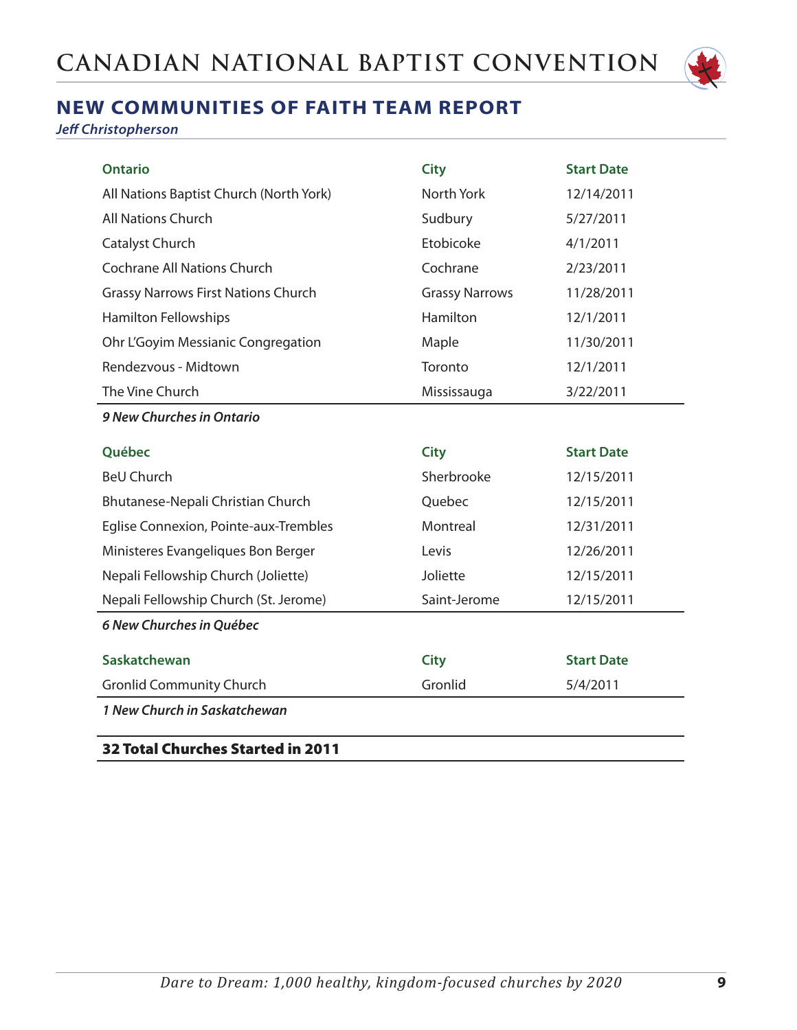## NEW COMMUNITIES OF FAITH TEAM REPORT

*Jeff Christopherson*

| Ontario | City | Start Date |
|---|---|---|
| All Nations Baptist Church (North York) | North York | 12/14/2011 |
| All Nations Church | Sudbury | 5/27/2011 |
| Catalyst Church | Etobicoke | 4/1/2011 |
| Cochrane All Nations Church | Cochrane | 2/23/2011 |
| Grassy Narrows First Nations Church | Grassy Narrows | 11/28/2011 |
| Hamilton Fellowships | Hamilton | 12/1/2011 |
| Ohr L'Goyim Messianic Congregation | Maple | 11/30/2011 |
| Rendezvous - Midtown | Toronto | 12/1/2011 |
| The Vine Church | Mississauga | 3/22/2011 |

***9 New Churches in Ontario***

| Québec | City | Start Date |
|---|---|---|
| BeU Church | Sherbrooke | 12/15/2011 |
| Bhutanese-Nepali Christian Church | Quebec | 12/15/2011 |
| Eglise Connexion, Pointe-aux-Trembles | Montreal | 12/31/2011 |
| Ministeres Evangeliques Bon Berger | Levis | 12/26/2011 |
| Nepali Fellowship Church (Joliette) | Joliette | 12/15/2011 |
| Nepali Fellowship Church (St. Jerome) | Saint-Jerome | 12/15/2011 |

***6 New Churches in Québec***

| Saskatchewan | City | Start Date |
|---|---|---|
| Gronlid Community Church | Gronlid | 5/4/2011 |

***1 New Church in Saskatchewan***

**32 Total Churches Started in 2011**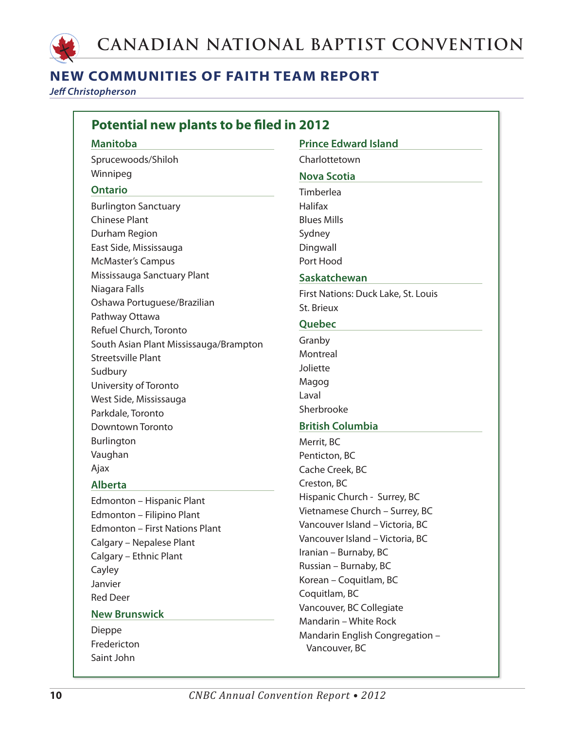## NEW COMMUNITIES OF FAITH TEAM REPORT

*Jeff Christopherson*

### Potential new plants to be filed in 2012

#### Manitoba

Sprucewoods/Shiloh
Winnipeg

#### Ontario

Burlington Sanctuary
Chinese Plant
Durham Region
East Side, Mississauga
McMaster's Campus
Mississauga Sanctuary Plant
Niagara Falls
Oshawa Portuguese/Brazilian
Pathway Ottawa
Refuel Church, Toronto
South Asian Plant Mississauga/Brampton
Streetsville Plant
Sudbury
University of Toronto
West Side, Mississauga
Parkdale, Toronto
Downtown Toronto
Burlington
Vaughan
Ajax

#### Alberta

Edmonton – Hispanic Plant
Edmonton – Filipino Plant
Edmonton – First Nations Plant
Calgary – Nepalese Plant
Calgary – Ethnic Plant
Cayley
Janvier
Red Deer

#### New Brunswick

Dieppe
Fredericton
Saint John

#### Prince Edward Island

Charlottetown

#### Nova Scotia

Timberlea
Halifax
Blues Mills
Sydney
Dingwall
Port Hood

#### Saskatchewan

First Nations: Duck Lake, St. Louis
St. Brieux

#### Quebec

Granby
Montreal
Joliette
Magog
Laval
Sherbrooke

#### British Columbia

Merrit, BC
Penticton, BC
Cache Creek, BC
Creston, BC
Hispanic Church - Surrey, BC
Vietnamese Church – Surrey, BC
Vancouver Island – Victoria, BC
Vancouver Island – Victoria, BC
Iranian – Burnaby, BC
Russian – Burnaby, BC
Korean – Coquitlam, BC
Coquitlam, BC
Vancouver, BC Collegiate
Mandarin – White Rock
Mandarin English Congregation – Vancouver, BC